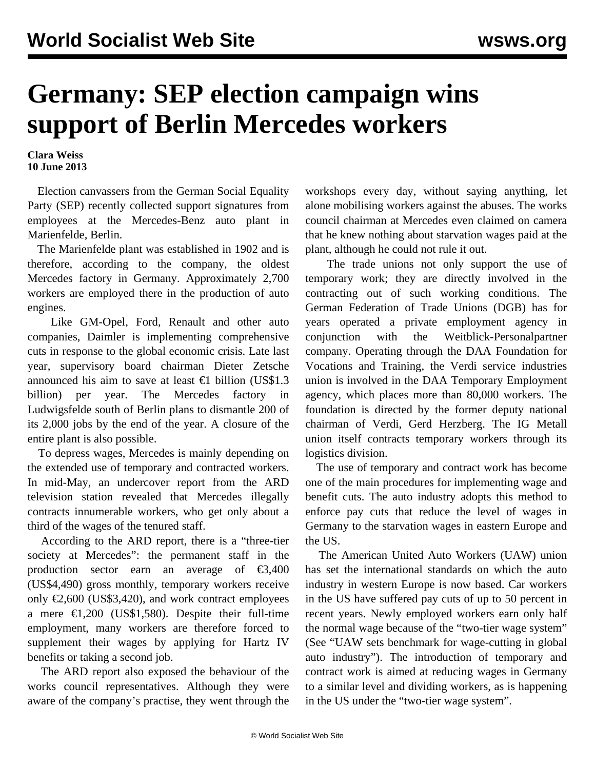# Germany: SEP election campaign wins support of Berlin Mercedes workers

**Clara Weiss**
**10 June 2013**

Election canvassers from the German Social Equality Party (SEP) recently collected support signatures from employees at the Mercedes-Benz auto plant in Marienfelde, Berlin.

The Marienfelde plant was established in 1902 and is therefore, according to the company, the oldest Mercedes factory in Germany. Approximately 2,700 workers are employed there in the production of auto engines.

Like GM-Opel, Ford, Renault and other auto companies, Daimler is implementing comprehensive cuts in response to the global economic crisis. Late last year, supervisory board chairman Dieter Zetsche announced his aim to save at least €1 billion (US$1.3 billion) per year. The Mercedes factory in Ludwigsfelde south of Berlin plans to dismantle 200 of its 2,000 jobs by the end of the year. A closure of the entire plant is also possible.

To depress wages, Mercedes is mainly depending on the extended use of temporary and contracted workers. In mid-May, an undercover report from the ARD television station revealed that Mercedes illegally contracts innumerable workers, who get only about a third of the wages of the tenured staff.

According to the ARD report, there is a "three-tier society at Mercedes": the permanent staff in the production sector earn an average of €3,400 (US$4,490) gross monthly, temporary workers receive only €2,600 (US$3,420), and work contract employees a mere €1,200 (US$1,580). Despite their full-time employment, many workers are therefore forced to supplement their wages by applying for Hartz IV benefits or taking a second job.

The ARD report also exposed the behaviour of the works council representatives. Although they were aware of the company's practise, they went through the workshops every day, without saying anything, let alone mobilising workers against the abuses. The works council chairman at Mercedes even claimed on camera that he knew nothing about starvation wages paid at the plant, although he could not rule it out.

The trade unions not only support the use of temporary work; they are directly involved in the contracting out of such working conditions. The German Federation of Trade Unions (DGB) has for years operated a private employment agency in conjunction with the Weitblick-Personalpartner company. Operating through the DAA Foundation for Vocations and Training, the Verdi service industries union is involved in the DAA Temporary Employment agency, which places more than 80,000 workers. The foundation is directed by the former deputy national chairman of Verdi, Gerd Herzberg. The IG Metall union itself contracts temporary workers through its logistics division.

The use of temporary and contract work has become one of the main procedures for implementing wage and benefit cuts. The auto industry adopts this method to enforce pay cuts that reduce the level of wages in Germany to the starvation wages in eastern Europe and the US.

The American United Auto Workers (UAW) union has set the international standards on which the auto industry in western Europe is now based. Car workers in the US have suffered pay cuts of up to 50 percent in recent years. Newly employed workers earn only half the normal wage because of the "two-tier wage system" (See "UAW sets benchmark for wage-cutting in global auto industry"). The introduction of temporary and contract work is aimed at reducing wages in Germany to a similar level and dividing workers, as is happening in the US under the "two-tier wage system".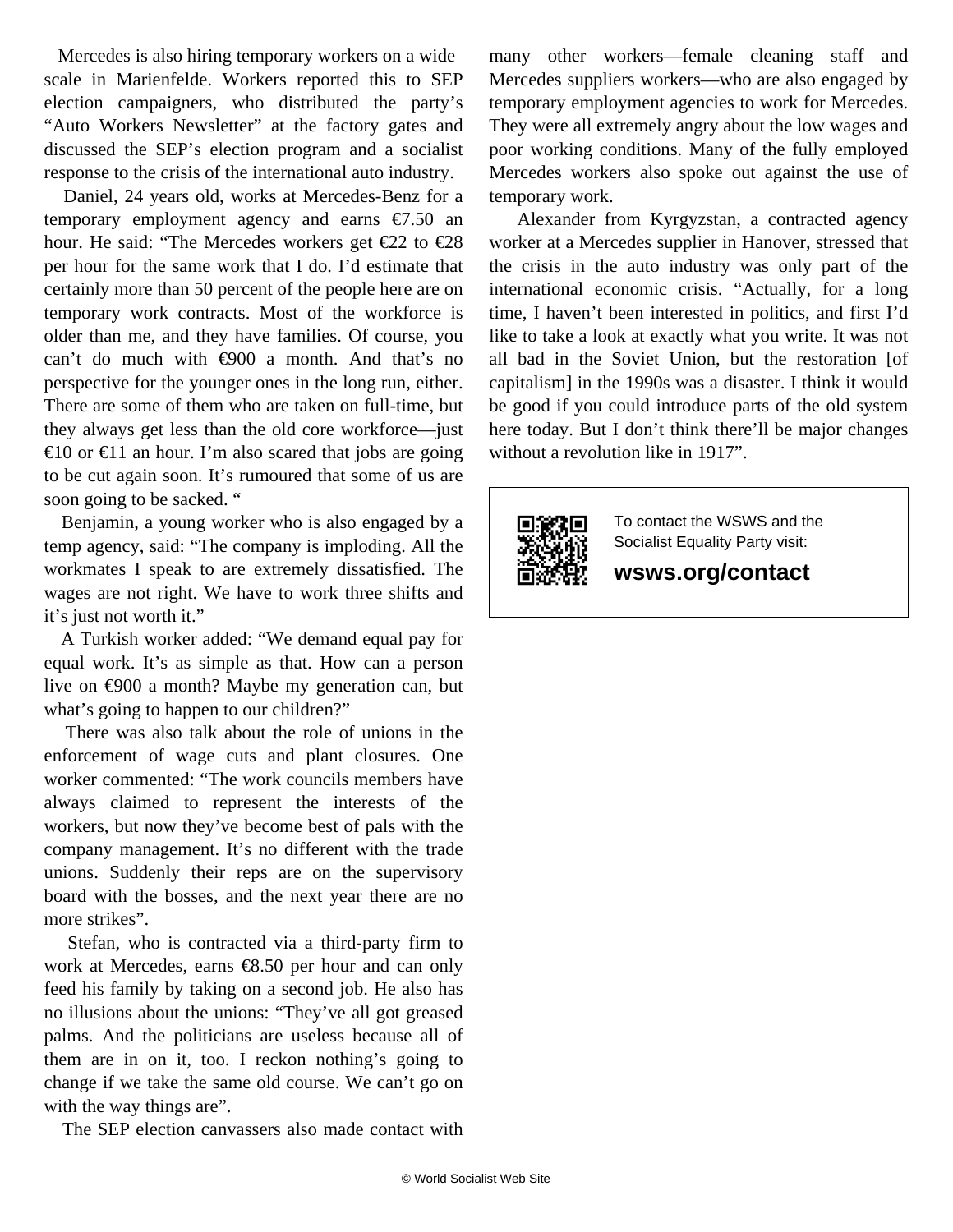Mercedes is also hiring temporary workers on a wide scale in Marienfelde. Workers reported this to SEP election campaigners, who distributed the party's "Auto Workers Newsletter" at the factory gates and discussed the SEP's election program and a socialist response to the crisis of the international auto industry.

Daniel, 24 years old, works at Mercedes-Benz for a temporary employment agency and earns €7.50 an hour. He said: "The Mercedes workers get €22 to €28 per hour for the same work that I do. I'd estimate that certainly more than 50 percent of the people here are on temporary work contracts. Most of the workforce is older than me, and they have families. Of course, you can't do much with €900 a month. And that's no perspective for the younger ones in the long run, either. There are some of them who are taken on full-time, but they always get less than the old core workforce—just €10 or €11 an hour. I'm also scared that jobs are going to be cut again soon. It's rumoured that some of us are soon going to be sacked. "

Benjamin, a young worker who is also engaged by a temp agency, said: "The company is imploding. All the workmates I speak to are extremely dissatisfied. The wages are not right. We have to work three shifts and it's just not worth it."

A Turkish worker added: "We demand equal pay for equal work. It's as simple as that. How can a person live on €900 a month? Maybe my generation can, but what's going to happen to our children?"

There was also talk about the role of unions in the enforcement of wage cuts and plant closures. One worker commented: "The work councils members have always claimed to represent the interests of the workers, but now they've become best of pals with the company management. It's no different with the trade unions. Suddenly their reps are on the supervisory board with the bosses, and the next year there are no more strikes".

Stefan, who is contracted via a third-party firm to work at Mercedes, earns €8.50 per hour and can only feed his family by taking on a second job. He also has no illusions about the unions: "They've all got greased palms. And the politicians are useless because all of them are in on it, too. I reckon nothing's going to change if we take the same old course. We can't go on with the way things are".

The SEP election canvassers also made contact with many other workers—female cleaning staff and Mercedes suppliers workers—who are also engaged by temporary employment agencies to work for Mercedes. They were all extremely angry about the low wages and poor working conditions. Many of the fully employed Mercedes workers also spoke out against the use of temporary work.

Alexander from Kyrgyzstan, a contracted agency worker at a Mercedes supplier in Hanover, stressed that the crisis in the auto industry was only part of the international economic crisis. "Actually, for a long time, I haven't been interested in politics, and first I'd like to take a look at exactly what you write. It was not all bad in the Soviet Union, but the restoration [of capitalism] in the 1990s was a disaster. I think it would be good if you could introduce parts of the old system here today. But I don't think there'll be major changes without a revolution like in 1917".

To contact the WSWS and the Socialist Equality Party visit:

**wsws.org/contact**